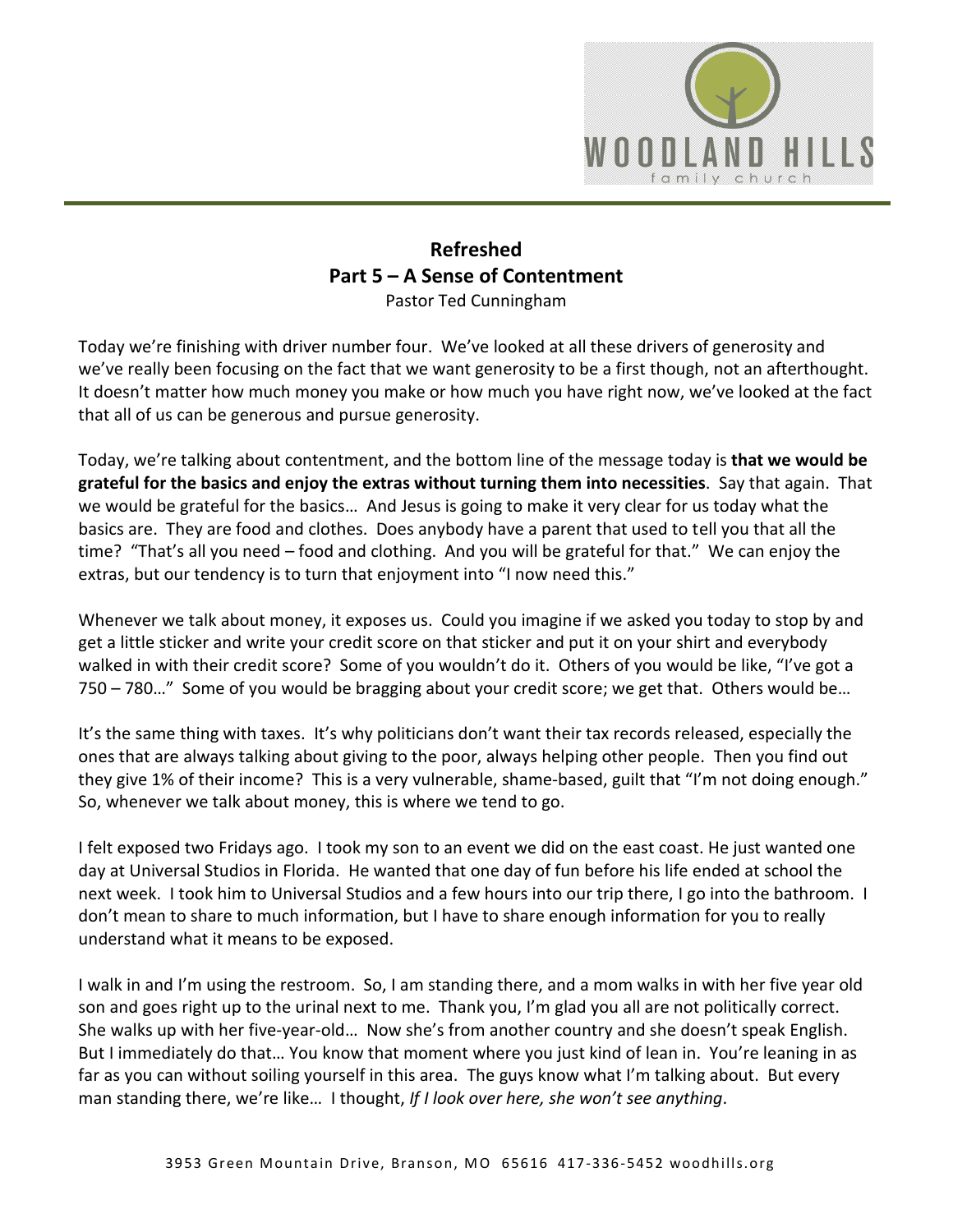# Refreshed
## Part 5 – A Sense of Contentment
Pastor Ted Cunningham

Today we're finishing with driver number four. We've looked at all these drivers of generosity and we've really been focusing on the fact that we want generosity to be a first though, not an afterthought. It doesn't matter how much money you make or how much you have right now, we've looked at the fact that all of us can be generous and pursue generosity.

Today, we're talking about contentment, and the bottom line of the message today is **that we would be grateful for the basics and enjoy the extras without turning them into necessities**. Say that again. That we would be grateful for the basics… And Jesus is going to make it very clear for us today what the basics are. They are food and clothes. Does anybody have a parent that used to tell you that all the time? "That's all you need – food and clothing. And you will be grateful for that." We can enjoy the extras, but our tendency is to turn that enjoyment into "I now need this."

Whenever we talk about money, it exposes us. Could you imagine if we asked you today to stop by and get a little sticker and write your credit score on that sticker and put it on your shirt and everybody walked in with their credit score? Some of you wouldn't do it. Others of you would be like, "I've got a 750 – 780…" Some of you would be bragging about your credit score; we get that. Others would be…

It's the same thing with taxes. It's why politicians don't want their tax records released, especially the ones that are always talking about giving to the poor, always helping other people. Then you find out they give 1% of their income? This is a very vulnerable, shame-based, guilt that "I'm not doing enough." So, whenever we talk about money, this is where we tend to go.

I felt exposed two Fridays ago. I took my son to an event we did on the east coast. He just wanted one day at Universal Studios in Florida. He wanted that one day of fun before his life ended at school the next week. I took him to Universal Studios and a few hours into our trip there, I go into the bathroom. I don't mean to share to much information, but I have to share enough information for you to really understand what it means to be exposed.

I walk in and I'm using the restroom. So, I am standing there, and a mom walks in with her five year old son and goes right up to the urinal next to me. Thank you, I'm glad you all are not politically correct. She walks up with her five-year-old… Now she's from another country and she doesn't speak English. But I immediately do that… You know that moment where you just kind of lean in. You're leaning in as far as you can without soiling yourself in this area. The guys know what I'm talking about. But every man standing there, we're like… I thought, *If I look over here, she won't see anything*.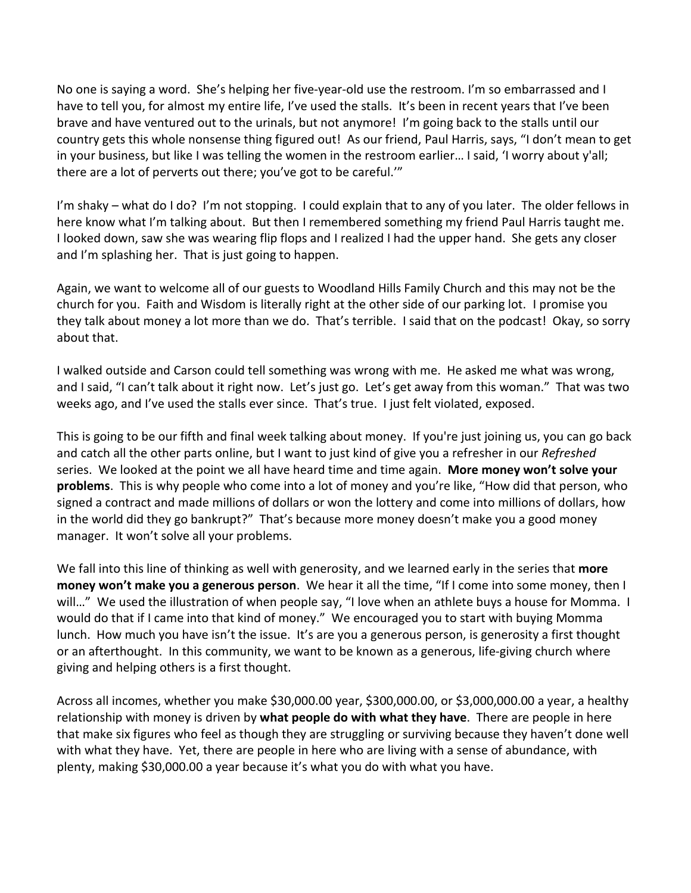No one is saying a word. She's helping her five-year-old use the restroom. I'm so embarrassed and I have to tell you, for almost my entire life, I've used the stalls. It's been in recent years that I've been brave and have ventured out to the urinals, but not anymore! I'm going back to the stalls until our country gets this whole nonsense thing figured out! As our friend, Paul Harris, says, "I don't mean to get in your business, but like I was telling the women in the restroom earlier… I said, 'I worry about y'all; there are a lot of perverts out there; you've got to be careful.'"

I'm shaky – what do I do? I'm not stopping. I could explain that to any of you later. The older fellows in here know what I'm talking about. But then I remembered something my friend Paul Harris taught me. I looked down, saw she was wearing flip flops and I realized I had the upper hand. She gets any closer and I'm splashing her. That is just going to happen.

Again, we want to welcome all of our guests to Woodland Hills Family Church and this may not be the church for you. Faith and Wisdom is literally right at the other side of our parking lot. I promise you they talk about money a lot more than we do. That's terrible. I said that on the podcast! Okay, so sorry about that.

I walked outside and Carson could tell something was wrong with me. He asked me what was wrong, and I said, "I can't talk about it right now. Let's just go. Let's get away from this woman." That was two weeks ago, and I've used the stalls ever since. That's true. I just felt violated, exposed.

This is going to be our fifth and final week talking about money. If you're just joining us, you can go back and catch all the other parts online, but I want to just kind of give you a refresher in our *Refreshed* series. We looked at the point we all have heard time and time again. **More money won't solve your problems**. This is why people who come into a lot of money and you're like, "How did that person, who signed a contract and made millions of dollars or won the lottery and come into millions of dollars, how in the world did they go bankrupt?" That's because more money doesn't make you a good money manager. It won't solve all your problems.

We fall into this line of thinking as well with generosity, and we learned early in the series that **more money won't make you a generous person**. We hear it all the time, "If I come into some money, then I will…" We used the illustration of when people say, "I love when an athlete buys a house for Momma. I would do that if I came into that kind of money." We encouraged you to start with buying Momma lunch. How much you have isn't the issue. It's are you a generous person, is generosity a first thought or an afterthought. In this community, we want to be known as a generous, life-giving church where giving and helping others is a first thought.

Across all incomes, whether you make $30,000.00 year, $300,000.00, or $3,000,000.00 a year, a healthy relationship with money is driven by **what people do with what they have**. There are people in here that make six figures who feel as though they are struggling or surviving because they haven't done well with what they have. Yet, there are people in here who are living with a sense of abundance, with plenty, making $30,000.00 a year because it's what you do with what you have.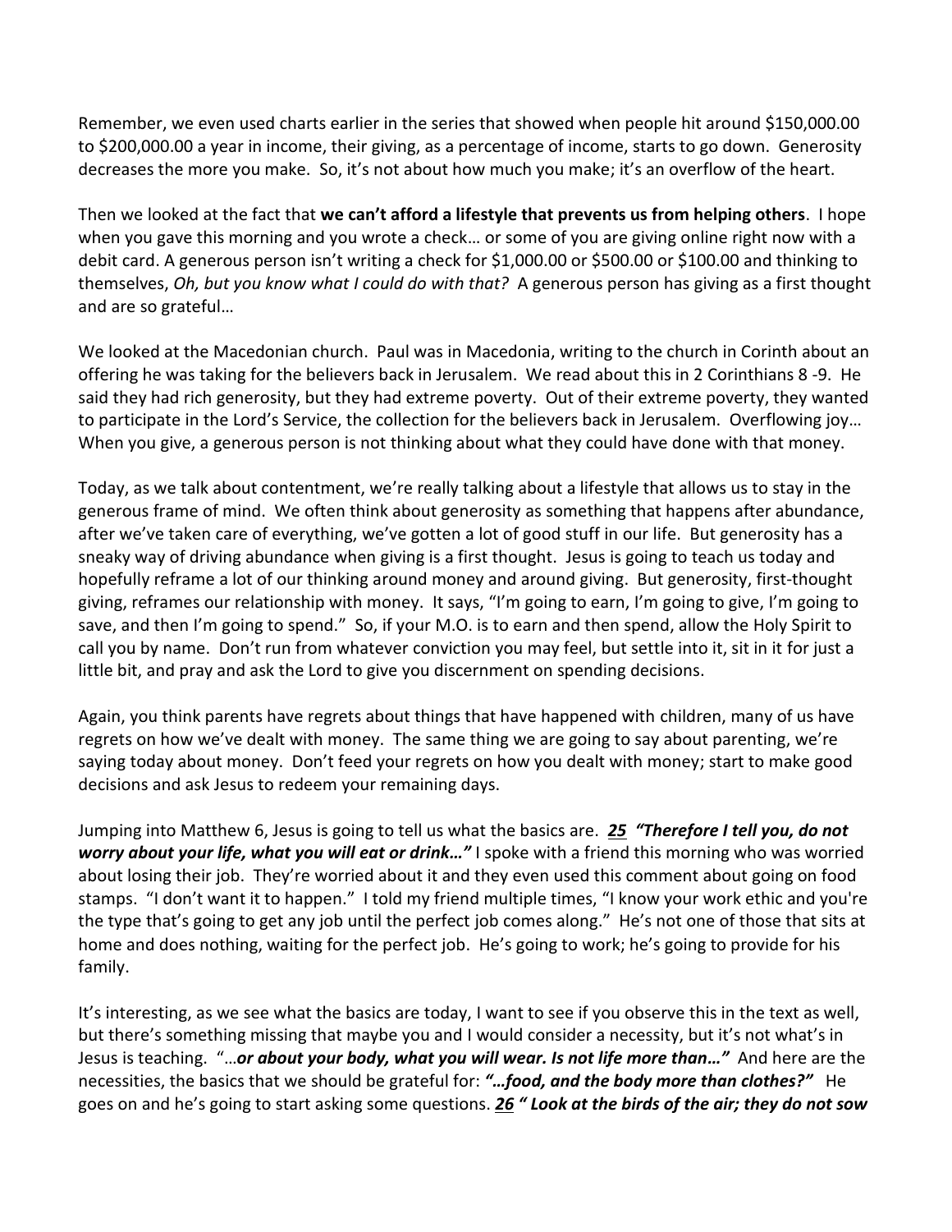Remember, we even used charts earlier in the series that showed when people hit around $150,000.00 to $200,000.00 a year in income, their giving, as a percentage of income, starts to go down. Generosity decreases the more you make. So, it's not about how much you make; it's an overflow of the heart.

Then we looked at the fact that **we can't afford a lifestyle that prevents us from helping others**. I hope when you gave this morning and you wrote a check… or some of you are giving online right now with a debit card. A generous person isn't writing a check for $1,000.00 or $500.00 or $100.00 and thinking to themselves, *Oh, but you know what I could do with that?* A generous person has giving as a first thought and are so grateful…

We looked at the Macedonian church. Paul was in Macedonia, writing to the church in Corinth about an offering he was taking for the believers back in Jerusalem. We read about this in 2 Corinthians 8 -9. He said they had rich generosity, but they had extreme poverty. Out of their extreme poverty, they wanted to participate in the Lord's Service, the collection for the believers back in Jerusalem. Overflowing joy… When you give, a generous person is not thinking about what they could have done with that money.

Today, as we talk about contentment, we're really talking about a lifestyle that allows us to stay in the generous frame of mind. We often think about generosity as something that happens after abundance, after we've taken care of everything, we've gotten a lot of good stuff in our life. But generosity has a sneaky way of driving abundance when giving is a first thought. Jesus is going to teach us today and hopefully reframe a lot of our thinking around money and around giving. But generosity, first-thought giving, reframes our relationship with money. It says, "I'm going to earn, I'm going to give, I'm going to save, and then I'm going to spend." So, if your M.O. is to earn and then spend, allow the Holy Spirit to call you by name. Don't run from whatever conviction you may feel, but settle into it, sit in it for just a little bit, and pray and ask the Lord to give you discernment on spending decisions.

Again, you think parents have regrets about things that have happened with children, many of us have regrets on how we've dealt with money. The same thing we are going to say about parenting, we're saying today about money. Don't feed your regrets on how you dealt with money; start to make good decisions and ask Jesus to redeem your remaining days.

Jumping into Matthew 6, Jesus is going to tell us what the basics are. ***25 "Therefore I tell you, do not worry about your life, what you will eat or drink…"*** I spoke with a friend this morning who was worried about losing their job. They're worried about it and they even used this comment about going on food stamps. "I don't want it to happen." I told my friend multiple times, "I know your work ethic and you're the type that's going to get any job until the perfect job comes along." He's not one of those that sits at home and does nothing, waiting for the perfect job. He's going to work; he's going to provide for his family.

It's interesting, as we see what the basics are today, I want to see if you observe this in the text as well, but there's something missing that maybe you and I would consider a necessity, but it's not what's in Jesus is teaching. "…***or about your body, what you will wear. Is not life more than…"*** And here are the necessities, the basics that we should be grateful for: ***"…food, and the body more than clothes?"*** He goes on and he's going to start asking some questions. ***26 " Look at the birds of the air; they do not sow***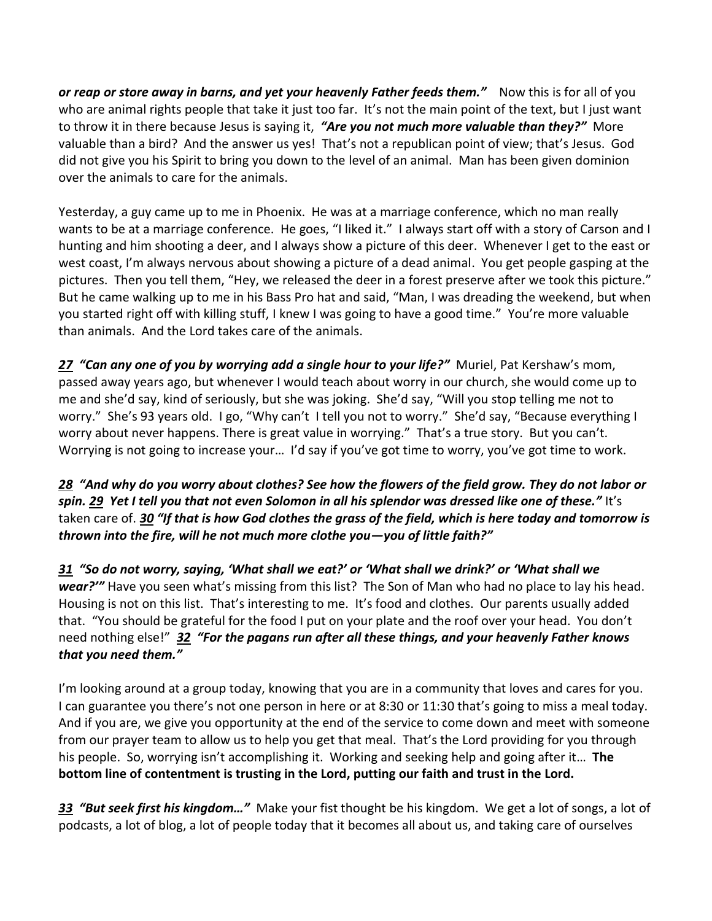***or reap or store away in barns, and yet your heavenly Father feeds them."*** Now this is for all of you who are animal rights people that take it just too far. It's not the main point of the text, but I just want to throw it in there because Jesus is saying it, ***"Are you not much more valuable than they?"*** More valuable than a bird? And the answer us yes! That's not a republican point of view; that's Jesus. God did not give you his Spirit to bring you down to the level of an animal. Man has been given dominion over the animals to care for the animals.

Yesterday, a guy came up to me in Phoenix. He was at a marriage conference, which no man really wants to be at a marriage conference. He goes, "I liked it." I always start off with a story of Carson and I hunting and him shooting a deer, and I always show a picture of this deer. Whenever I get to the east or west coast, I'm always nervous about showing a picture of a dead animal. You get people gasping at the pictures. Then you tell them, "Hey, we released the deer in a forest preserve after we took this picture." But he came walking up to me in his Bass Pro hat and said, "Man, I was dreading the weekend, but when you started right off with killing stuff, I knew I was going to have a good time." You're more valuable than animals. And the Lord takes care of the animals.

***27 "Can any one of you by worrying add a single hour to your life?"*** Muriel, Pat Kershaw's mom, passed away years ago, but whenever I would teach about worry in our church, she would come up to me and she'd say, kind of seriously, but she was joking. She'd say, "Will you stop telling me not to worry." She's 93 years old. I go, "Why can't I tell you not to worry." She'd say, "Because everything I worry about never happens. There is great value in worrying." That's a true story. But you can't. Worrying is not going to increase your… I'd say if you've got time to worry, you've got time to work.

***28 "And why do you worry about clothes? See how the flowers of the field grow. They do not labor or spin. 29 Yet I tell you that not even Solomon in all his splendor was dressed like one of these."*** It's taken care of. ***30 "If that is how God clothes the grass of the field, which is here today and tomorrow is thrown into the fire, will he not much more clothe you—you of little faith?"***

***31 "So do not worry, saying, 'What shall we eat?' or 'What shall we drink?' or 'What shall we wear?'"*** Have you seen what's missing from this list? The Son of Man who had no place to lay his head. Housing is not on this list. That's interesting to me. It's food and clothes. Our parents usually added that. "You should be grateful for the food I put on your plate and the roof over your head. You don't need nothing else!" ***32 "For the pagans run after all these things, and your heavenly Father knows that you need them."***

I'm looking around at a group today, knowing that you are in a community that loves and cares for you. I can guarantee you there's not one person in here or at 8:30 or 11:30 that's going to miss a meal today. And if you are, we give you opportunity at the end of the service to come down and meet with someone from our prayer team to allow us to help you get that meal. That's the Lord providing for you through his people. So, worrying isn't accomplishing it. Working and seeking help and going after it… **The bottom line of contentment is trusting in the Lord, putting our faith and trust in the Lord.**

***33 "But seek first his kingdom…"*** Make your fist thought be his kingdom. We get a lot of songs, a lot of podcasts, a lot of blog, a lot of people today that it becomes all about us, and taking care of ourselves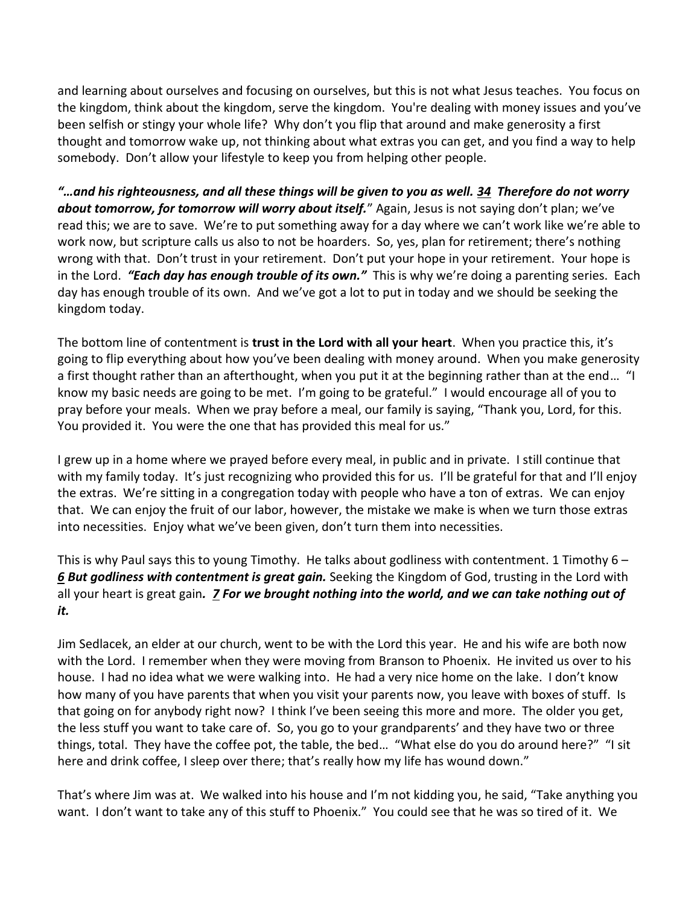and learning about ourselves and focusing on ourselves, but this is not what Jesus teaches. You focus on the kingdom, think about the kingdom, serve the kingdom. You're dealing with money issues and you've been selfish or stingy your whole life? Why don't you flip that around and make generosity a first thought and tomorrow wake up, not thinking about what extras you can get, and you find a way to help somebody. Don't allow your lifestyle to keep you from helping other people.

***"…and his righteousness, and all these things will be given to you as well. 34 Therefore do not worry about tomorrow, for tomorrow will worry about itself.*** " Again, Jesus is not saying don't plan; we've read this; we are to save. We're to put something away for a day where we can't work like we're able to work now, but scripture calls us also to not be hoarders. So, yes, plan for retirement; there's nothing wrong with that. Don't trust in your retirement. Don't put your hope in your retirement. Your hope is in the Lord. ***"Each day has enough trouble of its own."*** This is why we're doing a parenting series. Each day has enough trouble of its own. And we've got a lot to put in today and we should be seeking the kingdom today.

The bottom line of contentment is **trust in the Lord with all your heart**. When you practice this, it's going to flip everything about how you've been dealing with money around. When you make generosity a first thought rather than an afterthought, when you put it at the beginning rather than at the end… "I know my basic needs are going to be met. I'm going to be grateful." I would encourage all of you to pray before your meals. When we pray before a meal, our family is saying, "Thank you, Lord, for this. You provided it. You were the one that has provided this meal for us."

I grew up in a home where we prayed before every meal, in public and in private. I still continue that with my family today. It's just recognizing who provided this for us. I'll be grateful for that and I'll enjoy the extras. We're sitting in a congregation today with people who have a ton of extras. We can enjoy that. We can enjoy the fruit of our labor, however, the mistake we make is when we turn those extras into necessities. Enjoy what we've been given, don't turn them into necessities.

This is why Paul says this to young Timothy. He talks about godliness with contentment. 1 Timothy 6 – ***6 But godliness with contentment is great gain.*** Seeking the Kingdom of God, trusting in the Lord with all your heart is great gain***. 7 For we brought nothing into the world, and we can take nothing out of it.***

Jim Sedlacek, an elder at our church, went to be with the Lord this year. He and his wife are both now with the Lord. I remember when they were moving from Branson to Phoenix. He invited us over to his house. I had no idea what we were walking into. He had a very nice home on the lake. I don't know how many of you have parents that when you visit your parents now, you leave with boxes of stuff. Is that going on for anybody right now? I think I've been seeing this more and more. The older you get, the less stuff you want to take care of. So, you go to your grandparents' and they have two or three things, total. They have the coffee pot, the table, the bed… "What else do you do around here?" "I sit here and drink coffee, I sleep over there; that's really how my life has wound down."

That's where Jim was at. We walked into his house and I'm not kidding you, he said, "Take anything you want. I don't want to take any of this stuff to Phoenix." You could see that he was so tired of it. We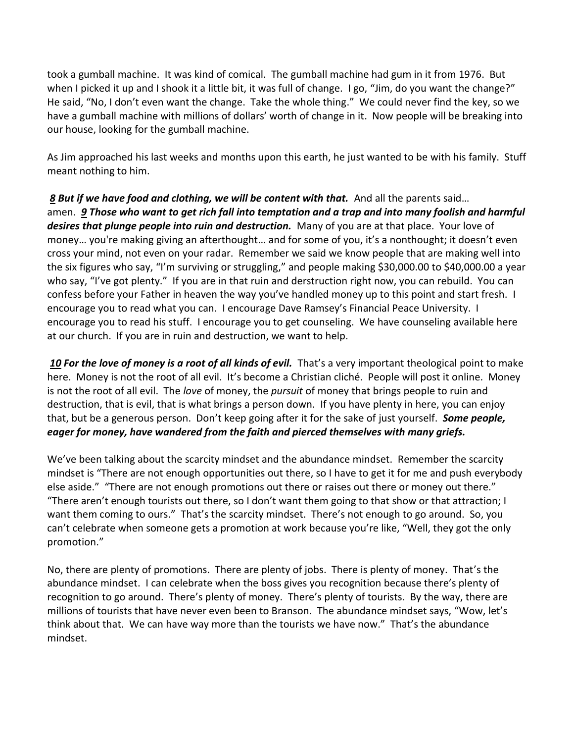took a gumball machine. It was kind of comical. The gumball machine had gum in it from 1976. But when I picked it up and I shook it a little bit, it was full of change. I go, "Jim, do you want the change?" He said, "No, I don't even want the change. Take the whole thing." We could never find the key, so we have a gumball machine with millions of dollars' worth of change in it. Now people will be breaking into our house, looking for the gumball machine.

As Jim approached his last weeks and months upon this earth, he just wanted to be with his family. Stuff meant nothing to him.

***8* But if we have food and clothing, we will be content with that.** And all the parents said… amen. ***9* Those who want to get rich fall into temptation and a trap and into many foolish and harmful desires that plunge people into ruin and destruction.** Many of you are at that place. Your love of money… you're making giving an afterthought… and for some of you, it's a nonthought; it doesn't even cross your mind, not even on your radar. Remember we said we know people that are making well into the six figures who say, "I'm surviving or struggling," and people making $30,000.00 to $40,000.00 a year who say, "I've got plenty." If you are in that ruin and derstruction right now, you can rebuild. You can confess before your Father in heaven the way you've handled money up to this point and start fresh. I encourage you to read what you can. I encourage Dave Ramsey's Financial Peace University. I encourage you to read his stuff. I encourage you to get counseling. We have counseling available here at our church. If you are in ruin and destruction, we want to help.

***10* For the love of money is a root of all kinds of evil.** That's a very important theological point to make here. Money is not the root of all evil. It's become a Christian cliché. People will post it online. Money is not the root of all evil. The *love* of money, the *pursuit* of money that brings people to ruin and destruction, that is evil, that is what brings a person down. If you have plenty in here, you can enjoy that, but be a generous person. Don't keep going after it for the sake of just yourself. ***Some people, eager for money, have wandered from the faith and pierced themselves with many griefs.***

We've been talking about the scarcity mindset and the abundance mindset. Remember the scarcity mindset is "There are not enough opportunities out there, so I have to get it for me and push everybody else aside." "There are not enough promotions out there or raises out there or money out there." "There aren't enough tourists out there, so I don't want them going to that show or that attraction; I want them coming to ours." That's the scarcity mindset. There's not enough to go around. So, you can't celebrate when someone gets a promotion at work because you're like, "Well, they got the only promotion."

No, there are plenty of promotions. There are plenty of jobs. There is plenty of money. That's the abundance mindset. I can celebrate when the boss gives you recognition because there's plenty of recognition to go around. There's plenty of money. There's plenty of tourists. By the way, there are millions of tourists that have never even been to Branson. The abundance mindset says, "Wow, let's think about that. We can have way more than the tourists we have now." That's the abundance mindset.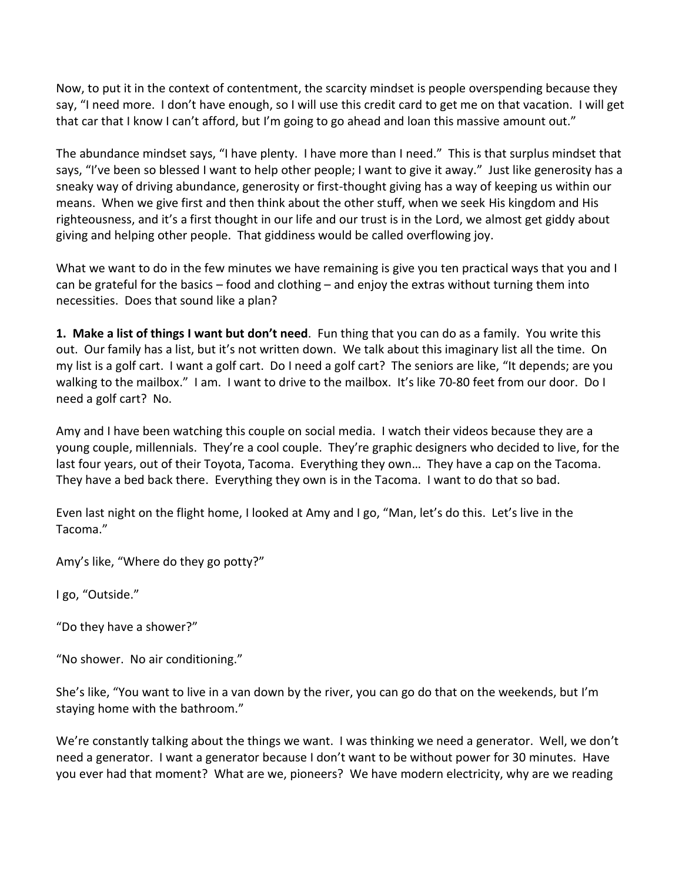Now, to put it in the context of contentment, the scarcity mindset is people overspending because they say, "I need more. I don't have enough, so I will use this credit card to get me on that vacation. I will get that car that I know I can't afford, but I'm going to go ahead and loan this massive amount out."

The abundance mindset says, "I have plenty. I have more than I need." This is that surplus mindset that says, "I've been so blessed I want to help other people; I want to give it away." Just like generosity has a sneaky way of driving abundance, generosity or first-thought giving has a way of keeping us within our means. When we give first and then think about the other stuff, when we seek His kingdom and His righteousness, and it's a first thought in our life and our trust is in the Lord, we almost get giddy about giving and helping other people. That giddiness would be called overflowing joy.

What we want to do in the few minutes we have remaining is give you ten practical ways that you and I can be grateful for the basics – food and clothing – and enjoy the extras without turning them into necessities. Does that sound like a plan?

**1. Make a list of things I want but don't need**. Fun thing that you can do as a family. You write this out. Our family has a list, but it's not written down. We talk about this imaginary list all the time. On my list is a golf cart. I want a golf cart. Do I need a golf cart? The seniors are like, "It depends; are you walking to the mailbox." I am. I want to drive to the mailbox. It's like 70-80 feet from our door. Do I need a golf cart? No.

Amy and I have been watching this couple on social media. I watch their videos because they are a young couple, millennials. They're a cool couple. They're graphic designers who decided to live, for the last four years, out of their Toyota, Tacoma. Everything they own… They have a cap on the Tacoma. They have a bed back there. Everything they own is in the Tacoma. I want to do that so bad.

Even last night on the flight home, I looked at Amy and I go, "Man, let's do this. Let's live in the Tacoma."

Amy's like, "Where do they go potty?"

I go, "Outside."

"Do they have a shower?"

"No shower. No air conditioning."

She's like, "You want to live in a van down by the river, you can go do that on the weekends, but I'm staying home with the bathroom."

We're constantly talking about the things we want. I was thinking we need a generator. Well, we don't need a generator. I want a generator because I don't want to be without power for 30 minutes. Have you ever had that moment? What are we, pioneers? We have modern electricity, why are we reading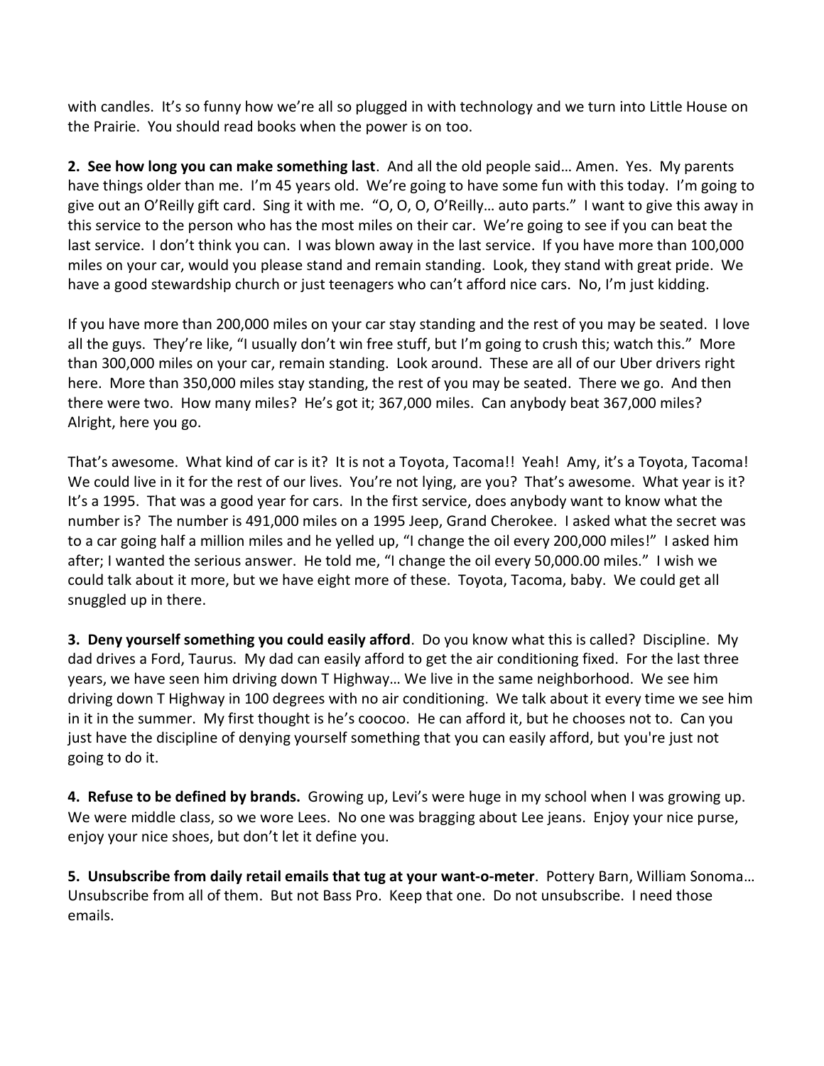with candles. It's so funny how we're all so plugged in with technology and we turn into Little House on the Prairie. You should read books when the power is on too.

**2. See how long you can make something last**. And all the old people said… Amen. Yes. My parents have things older than me. I'm 45 years old. We're going to have some fun with this today. I'm going to give out an O'Reilly gift card. Sing it with me. "O, O, O, O'Reilly… auto parts." I want to give this away in this service to the person who has the most miles on their car. We're going to see if you can beat the last service. I don't think you can. I was blown away in the last service. If you have more than 100,000 miles on your car, would you please stand and remain standing. Look, they stand with great pride. We have a good stewardship church or just teenagers who can't afford nice cars. No, I'm just kidding.

If you have more than 200,000 miles on your car stay standing and the rest of you may be seated. I love all the guys. They're like, "I usually don't win free stuff, but I'm going to crush this; watch this." More than 300,000 miles on your car, remain standing. Look around. These are all of our Uber drivers right here. More than 350,000 miles stay standing, the rest of you may be seated. There we go. And then there were two. How many miles? He's got it; 367,000 miles. Can anybody beat 367,000 miles? Alright, here you go.

That's awesome. What kind of car is it? It is not a Toyota, Tacoma!! Yeah! Amy, it's a Toyota, Tacoma! We could live in it for the rest of our lives. You're not lying, are you? That's awesome. What year is it? It's a 1995. That was a good year for cars. In the first service, does anybody want to know what the number is? The number is 491,000 miles on a 1995 Jeep, Grand Cherokee. I asked what the secret was to a car going half a million miles and he yelled up, "I change the oil every 200,000 miles!" I asked him after; I wanted the serious answer. He told me, "I change the oil every 50,000.00 miles." I wish we could talk about it more, but we have eight more of these. Toyota, Tacoma, baby. We could get all snuggled up in there.

**3. Deny yourself something you could easily afford**. Do you know what this is called? Discipline. My dad drives a Ford, Taurus. My dad can easily afford to get the air conditioning fixed. For the last three years, we have seen him driving down T Highway… We live in the same neighborhood. We see him driving down T Highway in 100 degrees with no air conditioning. We talk about it every time we see him in it in the summer. My first thought is he's coocoo. He can afford it, but he chooses not to. Can you just have the discipline of denying yourself something that you can easily afford, but you're just not going to do it.

**4. Refuse to be defined by brands.** Growing up, Levi's were huge in my school when I was growing up. We were middle class, so we wore Lees. No one was bragging about Lee jeans. Enjoy your nice purse, enjoy your nice shoes, but don't let it define you.

**5. Unsubscribe from daily retail emails that tug at your want-o-meter**. Pottery Barn, William Sonoma… Unsubscribe from all of them. But not Bass Pro. Keep that one. Do not unsubscribe. I need those emails.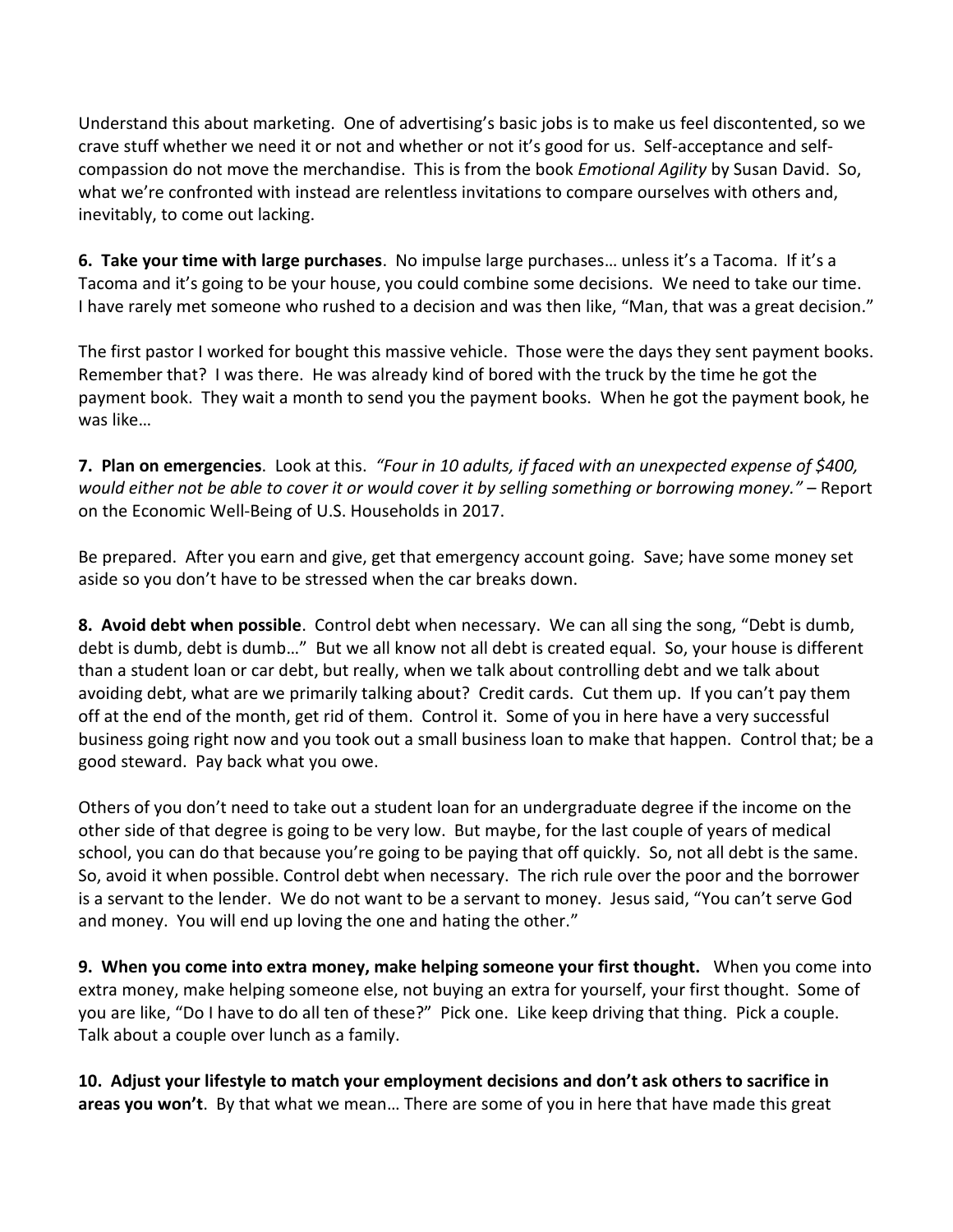Understand this about marketing. One of advertising's basic jobs is to make us feel discontented, so we crave stuff whether we need it or not and whether or not it's good for us. Self-acceptance and self-compassion do not move the merchandise. This is from the book *Emotional Agility* by Susan David. So, what we're confronted with instead are relentless invitations to compare ourselves with others and, inevitably, to come out lacking.

**6. Take your time with large purchases**. No impulse large purchases… unless it's a Tacoma. If it's a Tacoma and it's going to be your house, you could combine some decisions. We need to take our time. I have rarely met someone who rushed to a decision and was then like, "Man, that was a great decision."

The first pastor I worked for bought this massive vehicle. Those were the days they sent payment books. Remember that? I was there. He was already kind of bored with the truck by the time he got the payment book. They wait a month to send you the payment books. When he got the payment book, he was like…

**7. Plan on emergencies**. Look at this. *"Four in 10 adults, if faced with an unexpected expense of $400, would either not be able to cover it or would cover it by selling something or borrowing money."* – Report on the Economic Well-Being of U.S. Households in 2017.

Be prepared. After you earn and give, get that emergency account going. Save; have some money set aside so you don't have to be stressed when the car breaks down.

**8. Avoid debt when possible**. Control debt when necessary. We can all sing the song, "Debt is dumb, debt is dumb, debt is dumb…" But we all know not all debt is created equal. So, your house is different than a student loan or car debt, but really, when we talk about controlling debt and we talk about avoiding debt, what are we primarily talking about? Credit cards. Cut them up. If you can't pay them off at the end of the month, get rid of them. Control it. Some of you in here have a very successful business going right now and you took out a small business loan to make that happen. Control that; be a good steward. Pay back what you owe.

Others of you don't need to take out a student loan for an undergraduate degree if the income on the other side of that degree is going to be very low. But maybe, for the last couple of years of medical school, you can do that because you're going to be paying that off quickly. So, not all debt is the same. So, avoid it when possible. Control debt when necessary. The rich rule over the poor and the borrower is a servant to the lender. We do not want to be a servant to money. Jesus said, "You can't serve God and money. You will end up loving the one and hating the other."

**9. When you come into extra money, make helping someone your first thought.** When you come into extra money, make helping someone else, not buying an extra for yourself, your first thought. Some of you are like, "Do I have to do all ten of these?" Pick one. Like keep driving that thing. Pick a couple. Talk about a couple over lunch as a family.

**10. Adjust your lifestyle to match your employment decisions and don't ask others to sacrifice in areas you won't**. By that what we mean… There are some of you in here that have made this great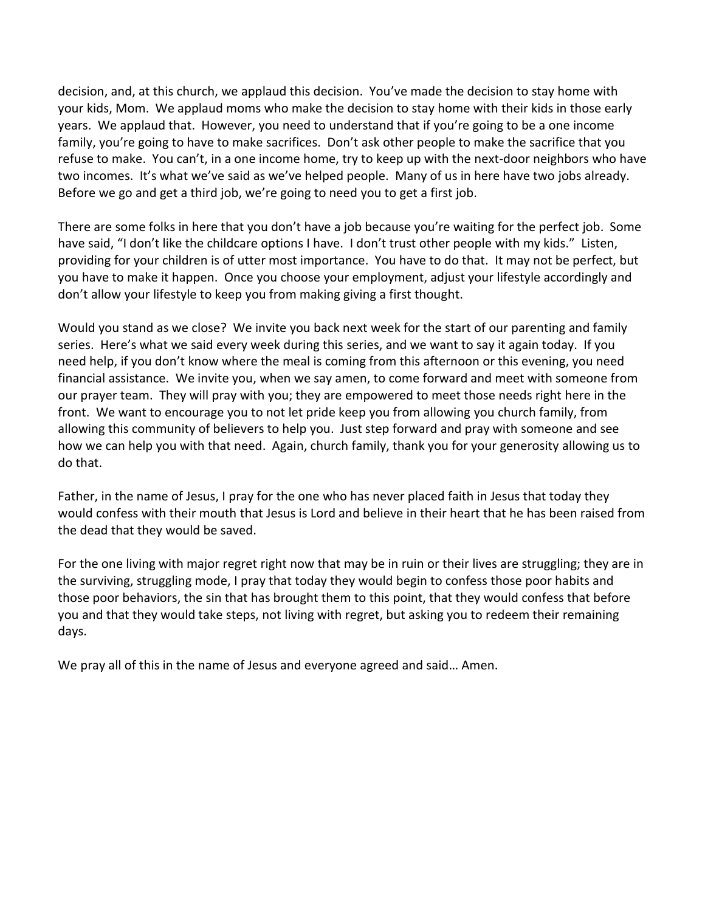decision, and, at this church, we applaud this decision. You've made the decision to stay home with your kids, Mom. We applaud moms who make the decision to stay home with their kids in those early years. We applaud that. However, you need to understand that if you're going to be a one income family, you're going to have to make sacrifices. Don't ask other people to make the sacrifice that you refuse to make. You can't, in a one income home, try to keep up with the next-door neighbors who have two incomes. It's what we've said as we've helped people. Many of us in here have two jobs already. Before we go and get a third job, we're going to need you to get a first job.

There are some folks in here that you don't have a job because you're waiting for the perfect job. Some have said, "I don't like the childcare options I have. I don't trust other people with my kids." Listen, providing for your children is of utter most importance. You have to do that. It may not be perfect, but you have to make it happen. Once you choose your employment, adjust your lifestyle accordingly and don't allow your lifestyle to keep you from making giving a first thought.

Would you stand as we close? We invite you back next week for the start of our parenting and family series. Here's what we said every week during this series, and we want to say it again today. If you need help, if you don't know where the meal is coming from this afternoon or this evening, you need financial assistance. We invite you, when we say amen, to come forward and meet with someone from our prayer team. They will pray with you; they are empowered to meet those needs right here in the front. We want to encourage you to not let pride keep you from allowing you church family, from allowing this community of believers to help you. Just step forward and pray with someone and see how we can help you with that need. Again, church family, thank you for your generosity allowing us to do that.

Father, in the name of Jesus, I pray for the one who has never placed faith in Jesus that today they would confess with their mouth that Jesus is Lord and believe in their heart that he has been raised from the dead that they would be saved.

For the one living with major regret right now that may be in ruin or their lives are struggling; they are in the surviving, struggling mode, I pray that today they would begin to confess those poor habits and those poor behaviors, the sin that has brought them to this point, that they would confess that before you and that they would take steps, not living with regret, but asking you to redeem their remaining days.

We pray all of this in the name of Jesus and everyone agreed and said… Amen.